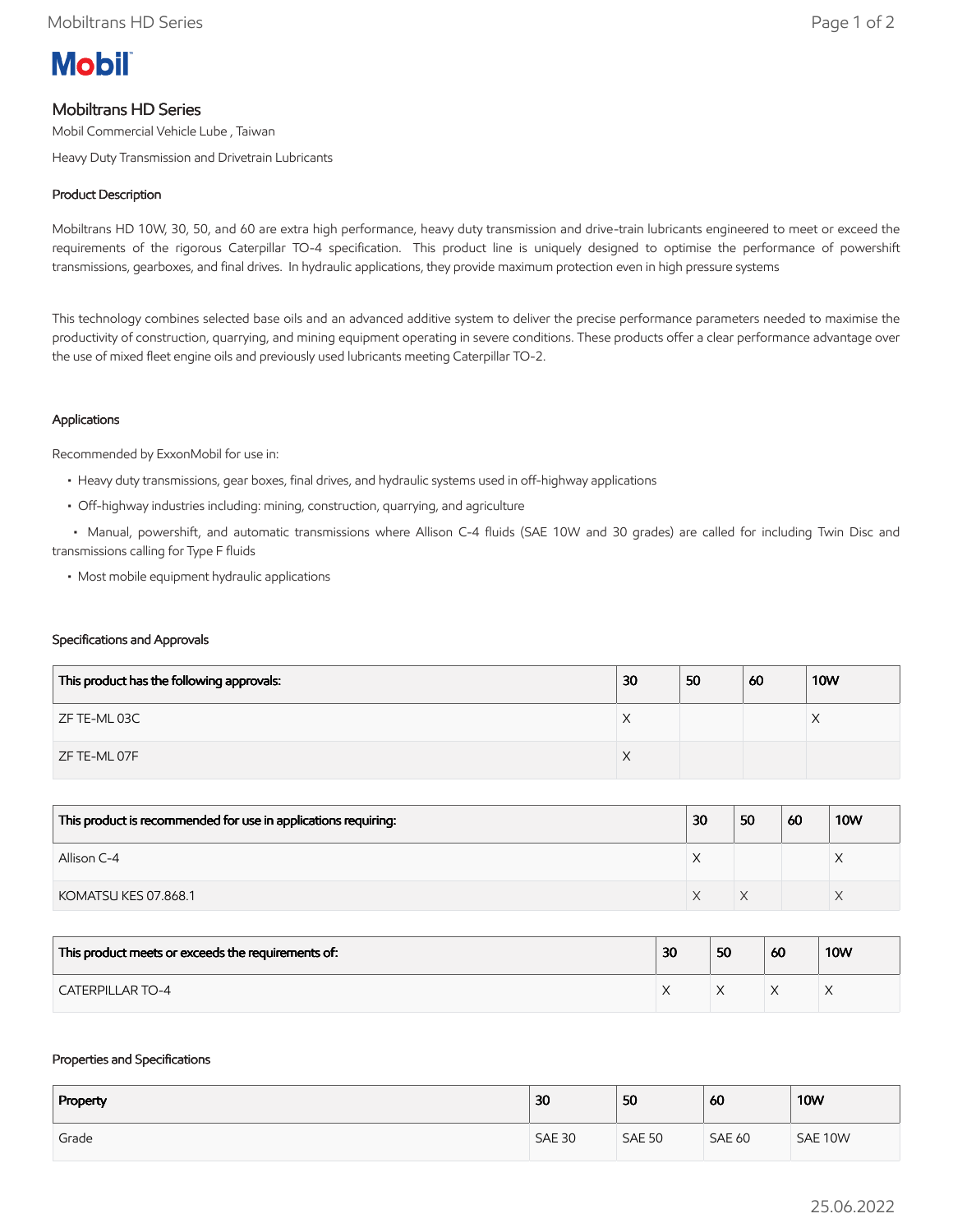# Mobiltrans HD Series

Mobil Commercial Vehicle Lube , Taiwan

Heavy Duty Transmission and Drivetrain Lubricants

### Product Description

Mobiltrans HD 10W, 30, 50, and 60 are extra high performance, heavy duty transmission and drive-train lubricants engineered to meet or exceed the requirements of the rigorous Caterpillar TO-4 specification. This product line is uniquely designed to optimise the performance of powershift transmissions, gearboxes, and final drives. In hydraulic applications, they provide maximum protection even in high pressure systems

This technology combines selected base oils and an advanced additive system to deliver the precise performance parameters needed to maximise the productivity of construction, quarrying, and mining equipment operating in severe conditions. These products offer a clear performance advantage over the use of mixed fleet engine oils and previously used lubricants meeting Caterpillar TO-2.

### Applications

Recommended by ExxonMobil for use in:

- Heavy duty transmissions, gear boxes, final drives, and hydraulic systems used in off-highway applications
- Off-highway industries including: mining, construction, quarrying, and agriculture
- Manual, powershift, and automatic transmissions where Allison C-4 fluids (SAE 10W and 30 grades) are called for including Twin Disc and transmissions calling for Type F fluids
- Most mobile equipment hydraulic applications

### Specifications and Approvals

| This product has the following approvals: | 30 | 50 | 60 | 10W |
|---|---|---|---|---|
| ZF TE-ML 03C | X | | | X |
| ZF TE-ML 07F | X | | | |

| This product is recommended for use in applications requiring: | 30 | 50 | 60 | 10W |
|---|---|---|---|---|
| Allison C-4 | X | | | X |
| KOMATSU KES 07.868.1 | X | X | | X |

| This product meets or exceeds the requirements of: | 30 | 50 | 60 | 10W |
|---|---|---|---|---|
| CATERPILLAR TO-4 | X | X | X | X |

### Properties and Specifications

| Property | 30 | 50 | 60 | 10W |
|---|---|---|---|---|
| Grade | SAE 30 | SAE 50 | SAE 60 | SAE 10W |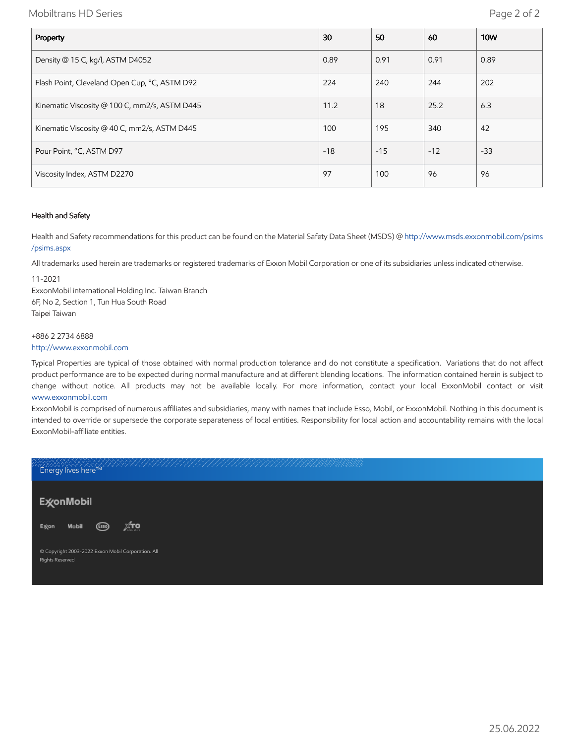| Property | 30 | 50 | 60 | 10W |
|---|---|---|---|---|
| Density @ 15 C, kg/l, ASTM D4052 | 0.89 | 0.91 | 0.91 | 0.89 |
| Flash Point, Cleveland Open Cup, °C, ASTM D92 | 224 | 240 | 244 | 202 |
| Kinematic Viscosity @ 100 C, mm2/s, ASTM D445 | 11.2 | 18 | 25.2 | 6.3 |
| Kinematic Viscosity @ 40 C, mm2/s, ASTM D445 | 100 | 195 | 340 | 42 |
| Pour Point, °C, ASTM D97 | -18 | -15 | -12 | -33 |
| Viscosity Index, ASTM D2270 | 97 | 100 | 96 | 96 |

### Health and Safety

Health and Safety recommendations for this product can be found on the Material Safety Data Sheet (MSDS) @ http://www.msds.exxonmobil.com/psims/psims.aspx

All trademarks used herein are trademarks or registered trademarks of Exxon Mobil Corporation or one of its subsidiaries unless indicated otherwise.

11-2021
ExxonMobil international Holding Inc. Taiwan Branch
6F, No 2, Section 1, Tun Hua South Road
Taipei Taiwan

+886 2 2734 6888
http://www.exxonmobil.com

Typical Properties are typical of those obtained with normal production tolerance and do not constitute a specification. Variations that do not affect product performance are to be expected during normal manufacture and at different blending locations. The information contained herein is subject to change without notice. All products may not be available locally. For more information, contact your local ExxonMobil contact or visit www.exxonmobil.com

ExxonMobil is comprised of numerous affiliates and subsidiaries, many with names that include Esso, Mobil, or ExxonMobil. Nothing in this document is intended to override or supersede the corporate separateness of local entities. Responsibility for local action and accountability remains with the local ExxonMobil-affiliate entities.

Energy lives here™

ExxonMobil

Exxon Mobil Esso XTO

© Copyright 2003-2022 Exxon Mobil Corporation. All Rights Reserved

25.06.2022